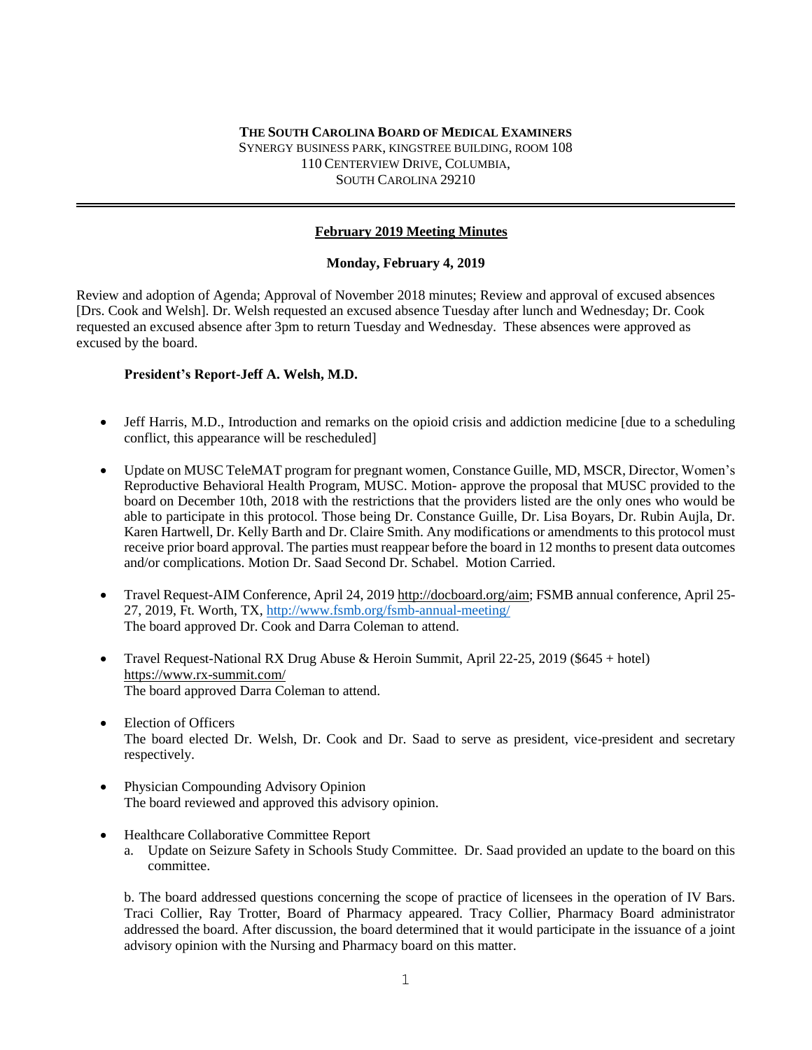**THE SOUTH CAROLINA BOARD OF MEDICAL EXAMINERS**
SYNERGY BUSINESS PARK, KINGSTREE BUILDING, ROOM 108
110 CENTERVIEW DRIVE, COLUMBIA,
SOUTH CAROLINA 29210

---

## February 2019 Meeting Minutes

### Monday, February 4, 2019

Review and adoption of Agenda; Approval of November 2018 minutes; Review and approval of excused absences [Drs. Cook and Welsh]. Dr. Welsh requested an excused absence Tuesday after lunch and Wednesday; Dr. Cook requested an excused absence after 3pm to return Tuesday and Wednesday. These absences were approved as excused by the board.

**President's Report-Jeff A. Welsh, M.D.**

- Jeff Harris, M.D., Introduction and remarks on the opioid crisis and addiction medicine [due to a scheduling conflict, this appearance will be rescheduled]

- Update on MUSC TeleMAT program for pregnant women, Constance Guille, MD, MSCR, Director, Women's Reproductive Behavioral Health Program, MUSC. Motion- approve the proposal that MUSC provided to the board on December 10th, 2018 with the restrictions that the providers listed are the only ones who would be able to participate in this protocol. Those being Dr. Constance Guille, Dr. Lisa Boyars, Dr. Rubin Aujla, Dr. Karen Hartwell, Dr. Kelly Barth and Dr. Claire Smith. Any modifications or amendments to this protocol must receive prior board approval. The parties must reappear before the board in 12 months to present data outcomes and/or complications. Motion Dr. Saad Second Dr. Schabel. Motion Carried.

- Travel Request-AIM Conference, April 24, 2019 http://docboard.org/aim; FSMB annual conference, April 25-27, 2019, Ft. Worth, TX, http://www.fsmb.org/fsmb-annual-meeting/
  The board approved Dr. Cook and Darra Coleman to attend.

- Travel Request-National RX Drug Abuse & Heroin Summit, April 22-25, 2019 ($645 + hotel) https://www.rx-summit.com/
  The board approved Darra Coleman to attend.

- Election of Officers
  The board elected Dr. Welsh, Dr. Cook and Dr. Saad to serve as president, vice-president and secretary respectively.

- Physician Compounding Advisory Opinion
  The board reviewed and approved this advisory opinion.

- Healthcare Collaborative Committee Report
  a. Update on Seizure Safety in Schools Study Committee. Dr. Saad provided an update to the board on this committee.

  b. The board addressed questions concerning the scope of practice of licensees in the operation of IV Bars. Traci Collier, Ray Trotter, Board of Pharmacy appeared. Tracy Collier, Pharmacy Board administrator addressed the board. After discussion, the board determined that it would participate in the issuance of a joint advisory opinion with the Nursing and Pharmacy board on this matter.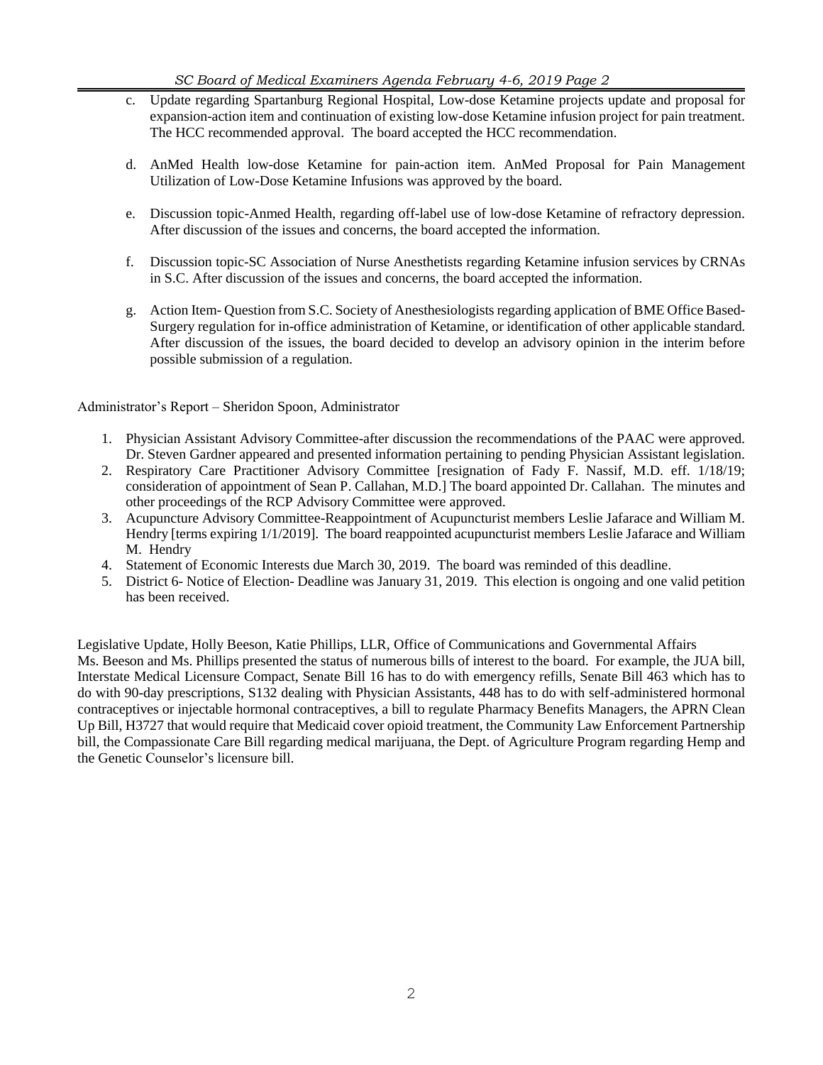c. Update regarding Spartanburg Regional Hospital, Low-dose Ketamine projects update and proposal for expansion-action item and continuation of existing low-dose Ketamine infusion project for pain treatment. The HCC recommended approval. The board accepted the HCC recommendation.

d. AnMed Health low-dose Ketamine for pain-action item. AnMed Proposal for Pain Management Utilization of Low-Dose Ketamine Infusions was approved by the board.

e. Discussion topic-Anmed Health, regarding off-label use of low-dose Ketamine of refractory depression. After discussion of the issues and concerns, the board accepted the information.

f. Discussion topic-SC Association of Nurse Anesthetists regarding Ketamine infusion services by CRNAs in S.C. After discussion of the issues and concerns, the board accepted the information.

g. Action Item- Question from S.C. Society of Anesthesiologists regarding application of BME Office Based-Surgery regulation for in-office administration of Ketamine, or identification of other applicable standard. After discussion of the issues, the board decided to develop an advisory opinion in the interim before possible submission of a regulation.

Administrator's Report – Sheridon Spoon, Administrator

1. Physician Assistant Advisory Committee-after discussion the recommendations of the PAAC were approved. Dr. Steven Gardner appeared and presented information pertaining to pending Physician Assistant legislation.
2. Respiratory Care Practitioner Advisory Committee [resignation of Fady F. Nassif, M.D. eff. 1/18/19; consideration of appointment of Sean P. Callahan, M.D.] The board appointed Dr. Callahan. The minutes and other proceedings of the RCP Advisory Committee were approved.
3. Acupuncture Advisory Committee-Reappointment of Acupuncturist members Leslie Jafarace and William M. Hendry [terms expiring 1/1/2019]. The board reappointed acupuncturist members Leslie Jafarace and William M. Hendry
4. Statement of Economic Interests due March 30, 2019. The board was reminded of this deadline.
5. District 6- Notice of Election- Deadline was January 31, 2019. This election is ongoing and one valid petition has been received.

Legislative Update, Holly Beeson, Katie Phillips, LLR, Office of Communications and Governmental Affairs
Ms. Beeson and Ms. Phillips presented the status of numerous bills of interest to the board. For example, the JUA bill, Interstate Medical Licensure Compact, Senate Bill 16 has to do with emergency refills, Senate Bill 463 which has to do with 90-day prescriptions, S132 dealing with Physician Assistants, 448 has to do with self-administered hormonal contraceptives or injectable hormonal contraceptives, a bill to regulate Pharmacy Benefits Managers, the APRN Clean Up Bill, H3727 that would require that Medicaid cover opioid treatment, the Community Law Enforcement Partnership bill, the Compassionate Care Bill regarding medical marijuana, the Dept. of Agriculture Program regarding Hemp and the Genetic Counselor's licensure bill.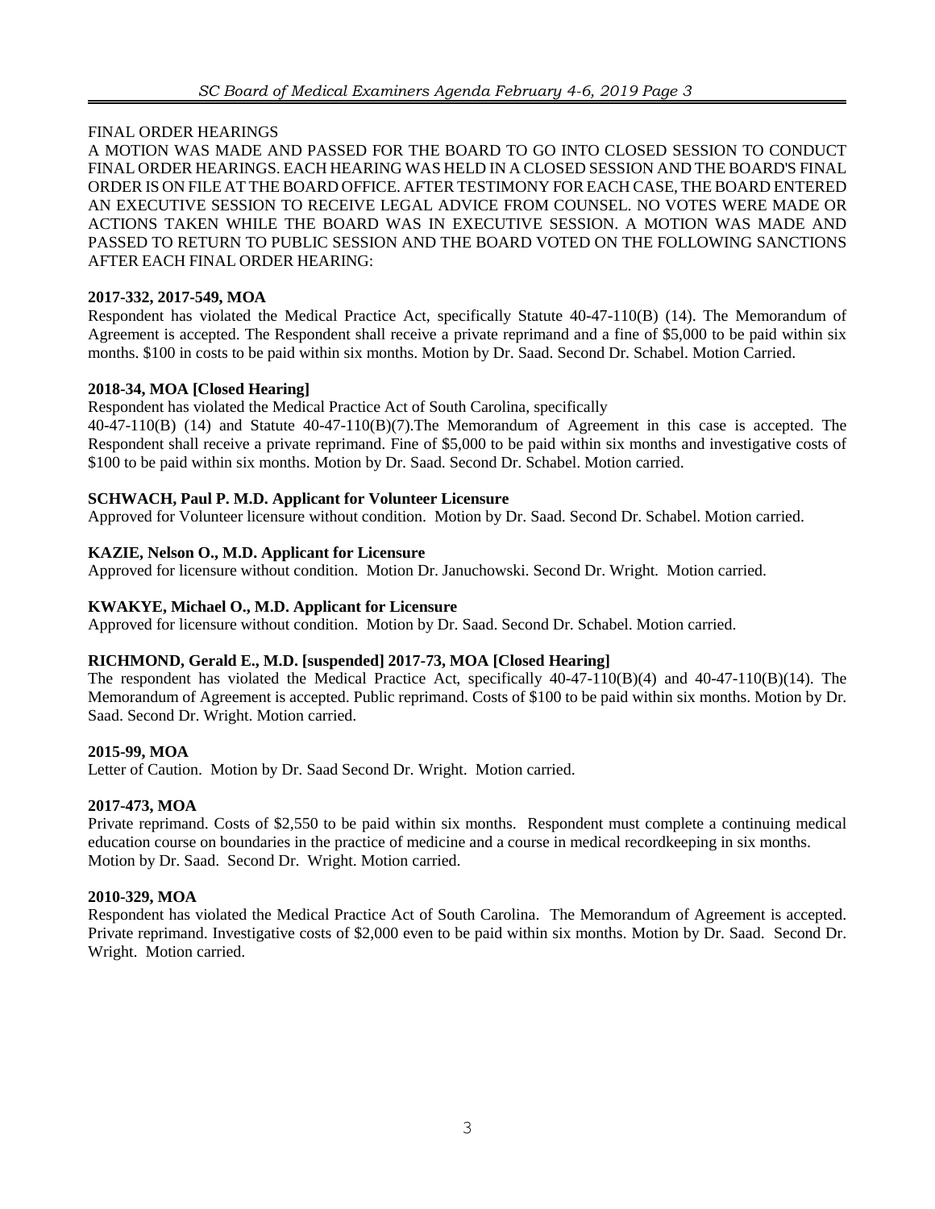FINAL ORDER HEARINGS

A MOTION WAS MADE AND PASSED FOR THE BOARD TO GO INTO CLOSED SESSION TO CONDUCT FINAL ORDER HEARINGS. EACH HEARING WAS HELD IN A CLOSED SESSION AND THE BOARD'S FINAL ORDER IS ON FILE AT THE BOARD OFFICE. AFTER TESTIMONY FOR EACH CASE, THE BOARD ENTERED AN EXECUTIVE SESSION TO RECEIVE LEGAL ADVICE FROM COUNSEL. NO VOTES WERE MADE OR ACTIONS TAKEN WHILE THE BOARD WAS IN EXECUTIVE SESSION. A MOTION WAS MADE AND PASSED TO RETURN TO PUBLIC SESSION AND THE BOARD VOTED ON THE FOLLOWING SANCTIONS AFTER EACH FINAL ORDER HEARING:

**2017-332, 2017-549, MOA**

Respondent has violated the Medical Practice Act, specifically Statute 40-47-110(B) (14). The Memorandum of Agreement is accepted. The Respondent shall receive a private reprimand and a fine of $5,000 to be paid within six months. $100 in costs to be paid within six months. Motion by Dr. Saad. Second Dr. Schabel. Motion Carried.

**2018-34, MOA [Closed Hearing]**

Respondent has violated the Medical Practice Act of South Carolina, specifically

40-47-110(B) (14) and Statute 40-47-110(B)(7).The Memorandum of Agreement in this case is accepted. The Respondent shall receive a private reprimand. Fine of $5,000 to be paid within six months and investigative costs of $100 to be paid within six months. Motion by Dr. Saad. Second Dr. Schabel. Motion carried.

**SCHWACH, Paul P. M.D. Applicant for Volunteer Licensure**

Approved for Volunteer licensure without condition. Motion by Dr. Saad. Second Dr. Schabel. Motion carried.

**KAZIE, Nelson O., M.D. Applicant for Licensure**

Approved for licensure without condition. Motion Dr. Januchowski. Second Dr. Wright. Motion carried.

**KWAKYE, Michael O., M.D. Applicant for Licensure**

Approved for licensure without condition. Motion by Dr. Saad. Second Dr. Schabel. Motion carried.

**RICHMOND, Gerald E., M.D. [suspended] 2017-73, MOA [Closed Hearing]**

The respondent has violated the Medical Practice Act, specifically 40-47-110(B)(4) and 40-47-110(B)(14). The Memorandum of Agreement is accepted. Public reprimand. Costs of $100 to be paid within six months. Motion by Dr. Saad. Second Dr. Wright. Motion carried.

**2015-99, MOA**

Letter of Caution. Motion by Dr. Saad Second Dr. Wright. Motion carried.

**2017-473, MOA**

Private reprimand. Costs of $2,550 to be paid within six months. Respondent must complete a continuing medical education course on boundaries in the practice of medicine and a course in medical recordkeeping in six months. Motion by Dr. Saad. Second Dr. Wright. Motion carried.

**2010-329, MOA**

Respondent has violated the Medical Practice Act of South Carolina. The Memorandum of Agreement is accepted. Private reprimand. Investigative costs of $2,000 even to be paid within six months. Motion by Dr. Saad. Second Dr. Wright. Motion carried.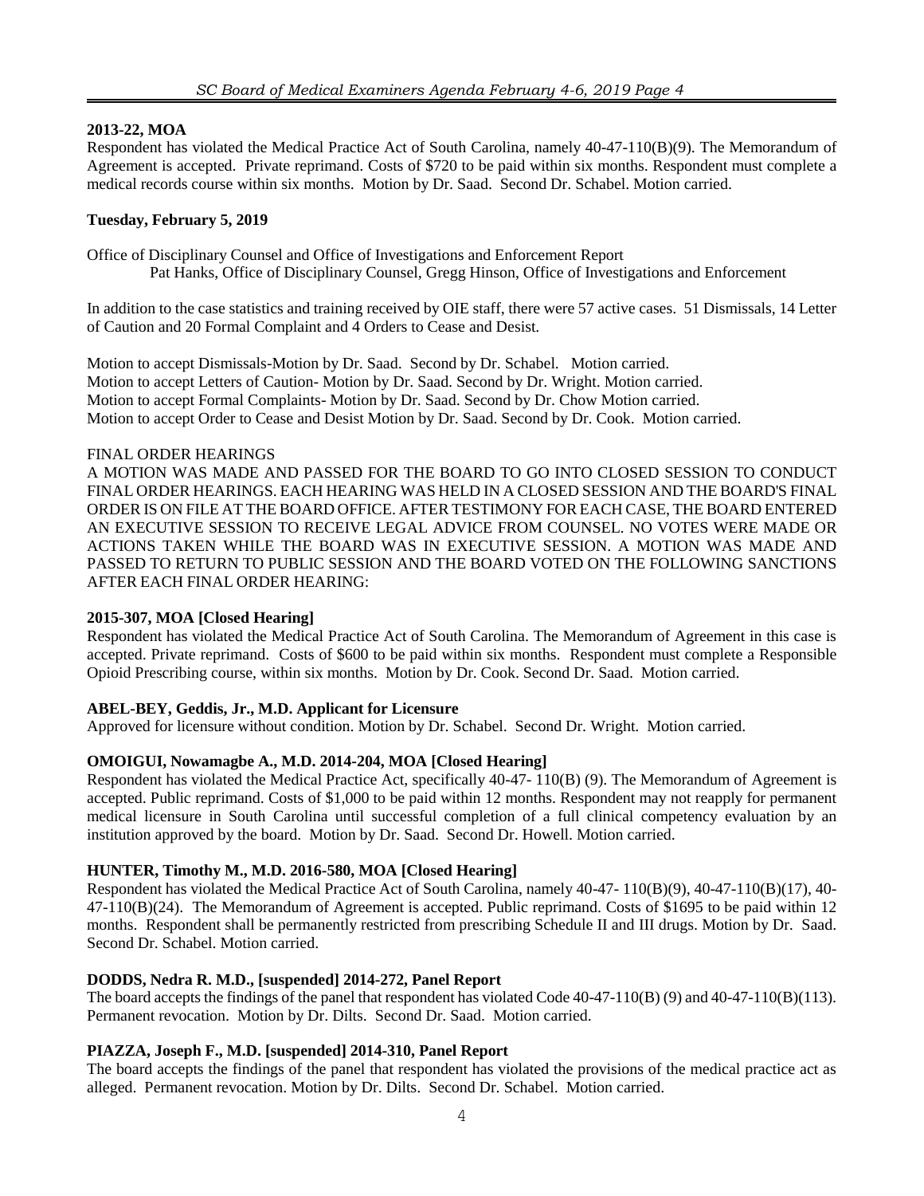**2013-22, MOA**

Respondent has violated the Medical Practice Act of South Carolina, namely 40-47-110(B)(9). The Memorandum of Agreement is accepted. Private reprimand. Costs of $720 to be paid within six months. Respondent must complete a medical records course within six months. Motion by Dr. Saad. Second Dr. Schabel. Motion carried.

**Tuesday, February 5, 2019**

Office of Disciplinary Counsel and Office of Investigations and Enforcement Report
Pat Hanks, Office of Disciplinary Counsel, Gregg Hinson, Office of Investigations and Enforcement

In addition to the case statistics and training received by OIE staff, there were 57 active cases. 51 Dismissals, 14 Letter of Caution and 20 Formal Complaint and 4 Orders to Cease and Desist.

Motion to accept Dismissals-Motion by Dr. Saad. Second by Dr. Schabel. Motion carried.
Motion to accept Letters of Caution- Motion by Dr. Saad. Second by Dr. Wright. Motion carried.
Motion to accept Formal Complaints- Motion by Dr. Saad. Second by Dr. Chow Motion carried.
Motion to accept Order to Cease and Desist Motion by Dr. Saad. Second by Dr. Cook. Motion carried.

FINAL ORDER HEARINGS

A MOTION WAS MADE AND PASSED FOR THE BOARD TO GO INTO CLOSED SESSION TO CONDUCT FINAL ORDER HEARINGS. EACH HEARING WAS HELD IN A CLOSED SESSION AND THE BOARD'S FINAL ORDER IS ON FILE AT THE BOARD OFFICE. AFTER TESTIMONY FOR EACH CASE, THE BOARD ENTERED AN EXECUTIVE SESSION TO RECEIVE LEGAL ADVICE FROM COUNSEL. NO VOTES WERE MADE OR ACTIONS TAKEN WHILE THE BOARD WAS IN EXECUTIVE SESSION. A MOTION WAS MADE AND PASSED TO RETURN TO PUBLIC SESSION AND THE BOARD VOTED ON THE FOLLOWING SANCTIONS AFTER EACH FINAL ORDER HEARING:

**2015-307, MOA [Closed Hearing]**

Respondent has violated the Medical Practice Act of South Carolina. The Memorandum of Agreement in this case is accepted. Private reprimand. Costs of $600 to be paid within six months. Respondent must complete a Responsible Opioid Prescribing course, within six months. Motion by Dr. Cook. Second Dr. Saad. Motion carried.

**ABEL-BEY, Geddis, Jr., M.D. Applicant for Licensure**

Approved for licensure without condition. Motion by Dr. Schabel. Second Dr. Wright. Motion carried.

**OMOIGUI, Nowamagbe A., M.D. 2014-204, MOA [Closed Hearing]**

Respondent has violated the Medical Practice Act, specifically 40-47- 110(B) (9). The Memorandum of Agreement is accepted. Public reprimand. Costs of $1,000 to be paid within 12 months. Respondent may not reapply for permanent medical licensure in South Carolina until successful completion of a full clinical competency evaluation by an institution approved by the board. Motion by Dr. Saad. Second Dr. Howell. Motion carried.

**HUNTER, Timothy M., M.D. 2016-580, MOA [Closed Hearing]**

Respondent has violated the Medical Practice Act of South Carolina, namely 40-47- 110(B)(9), 40-47-110(B)(17), 40-47-110(B)(24). The Memorandum of Agreement is accepted. Public reprimand. Costs of $1695 to be paid within 12 months. Respondent shall be permanently restricted from prescribing Schedule II and III drugs. Motion by Dr. Saad. Second Dr. Schabel. Motion carried.

**DODDS, Nedra R. M.D., [suspended] 2014-272, Panel Report**

The board accepts the findings of the panel that respondent has violated Code 40-47-110(B) (9) and 40-47-110(B)(113). Permanent revocation. Motion by Dr. Dilts. Second Dr. Saad. Motion carried.

**PIAZZA, Joseph F., M.D. [suspended] 2014-310, Panel Report**

The board accepts the findings of the panel that respondent has violated the provisions of the medical practice act as alleged. Permanent revocation. Motion by Dr. Dilts. Second Dr. Schabel. Motion carried.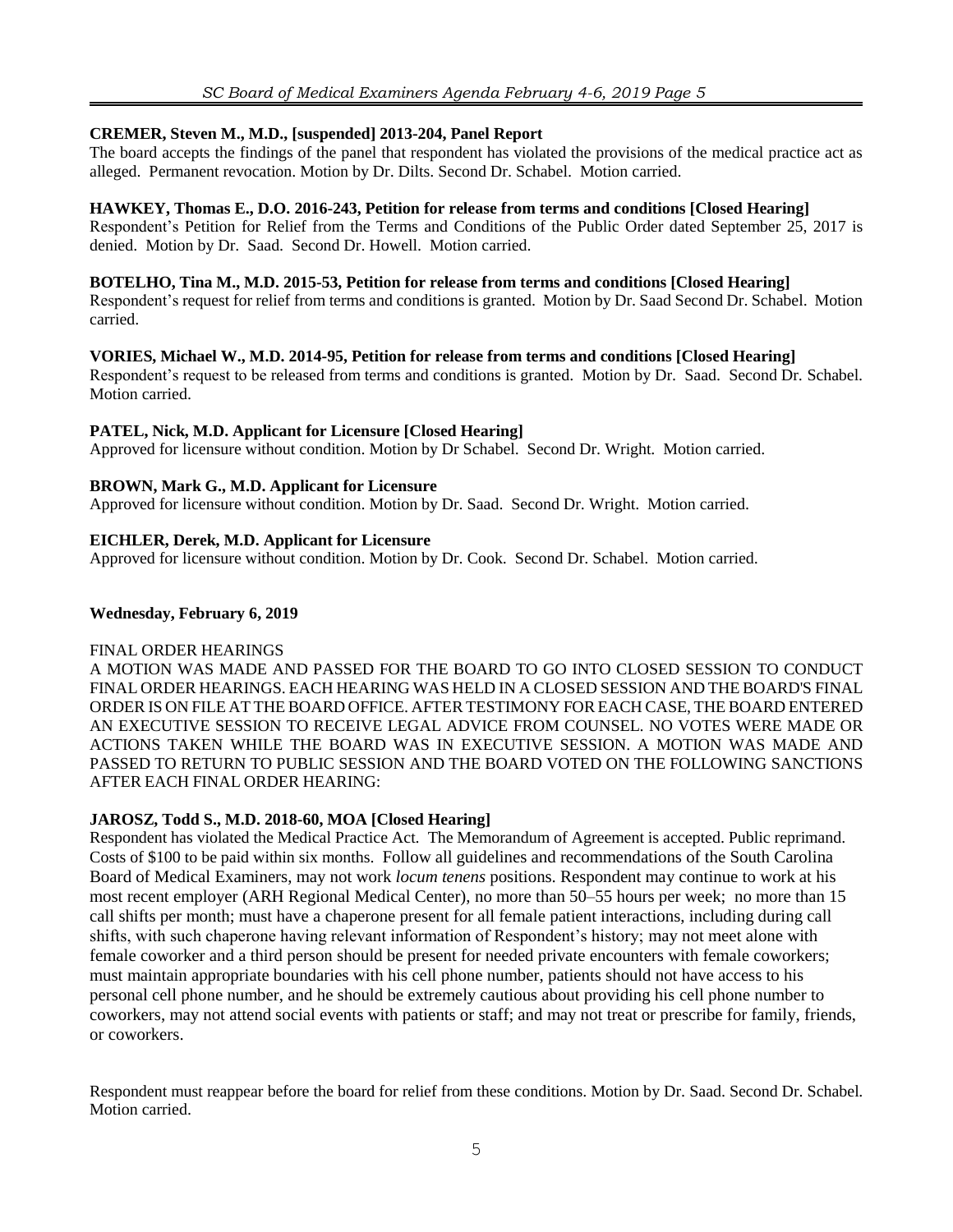**CREMER, Steven M., M.D., [suspended] 2013-204, Panel Report**
The board accepts the findings of the panel that respondent has violated the provisions of the medical practice act as alleged. Permanent revocation. Motion by Dr. Dilts. Second Dr. Schabel. Motion carried.

**HAWKEY, Thomas E., D.O. 2016-243, Petition for release from terms and conditions [Closed Hearing]**
Respondent's Petition for Relief from the Terms and Conditions of the Public Order dated September 25, 2017 is denied. Motion by Dr. Saad. Second Dr. Howell. Motion carried.

**BOTELHO, Tina M., M.D. 2015-53, Petition for release from terms and conditions [Closed Hearing]**
Respondent's request for relief from terms and conditions is granted. Motion by Dr. Saad Second Dr. Schabel. Motion carried.

**VORIES, Michael W., M.D. 2014-95, Petition for release from terms and conditions [Closed Hearing]**
Respondent's request to be released from terms and conditions is granted. Motion by Dr. Saad. Second Dr. Schabel. Motion carried.

**PATEL, Nick, M.D. Applicant for Licensure [Closed Hearing]**
Approved for licensure without condition. Motion by Dr Schabel. Second Dr. Wright. Motion carried.

**BROWN, Mark G., M.D. Applicant for Licensure**
Approved for licensure without condition. Motion by Dr. Saad. Second Dr. Wright. Motion carried.

**EICHLER, Derek, M.D. Applicant for Licensure**
Approved for licensure without condition. Motion by Dr. Cook. Second Dr. Schabel. Motion carried.

**Wednesday, February 6, 2019**

FINAL ORDER HEARINGS
A MOTION WAS MADE AND PASSED FOR THE BOARD TO GO INTO CLOSED SESSION TO CONDUCT FINAL ORDER HEARINGS. EACH HEARING WAS HELD IN A CLOSED SESSION AND THE BOARD'S FINAL ORDER IS ON FILE AT THE BOARD OFFICE. AFTER TESTIMONY FOR EACH CASE, THE BOARD ENTERED AN EXECUTIVE SESSION TO RECEIVE LEGAL ADVICE FROM COUNSEL. NO VOTES WERE MADE OR ACTIONS TAKEN WHILE THE BOARD WAS IN EXECUTIVE SESSION. A MOTION WAS MADE AND PASSED TO RETURN TO PUBLIC SESSION AND THE BOARD VOTED ON THE FOLLOWING SANCTIONS AFTER EACH FINAL ORDER HEARING:

**JAROSZ, Todd S., M.D. 2018-60, MOA [Closed Hearing]**
Respondent has violated the Medical Practice Act. The Memorandum of Agreement is accepted. Public reprimand. Costs of $100 to be paid within six months. Follow all guidelines and recommendations of the South Carolina Board of Medical Examiners, may not work *locum tenens* positions. Respondent may continue to work at his most recent employer (ARH Regional Medical Center), no more than 50–55 hours per week; no more than 15 call shifts per month; must have a chaperone present for all female patient interactions, including during call shifts, with such chaperone having relevant information of Respondent's history; may not meet alone with female coworker and a third person should be present for needed private encounters with female coworkers; must maintain appropriate boundaries with his cell phone number, patients should not have access to his personal cell phone number, and he should be extremely cautious about providing his cell phone number to coworkers, may not attend social events with patients or staff; and may not treat or prescribe for family, friends, or coworkers.

Respondent must reappear before the board for relief from these conditions. Motion by Dr. Saad. Second Dr. Schabel. Motion carried.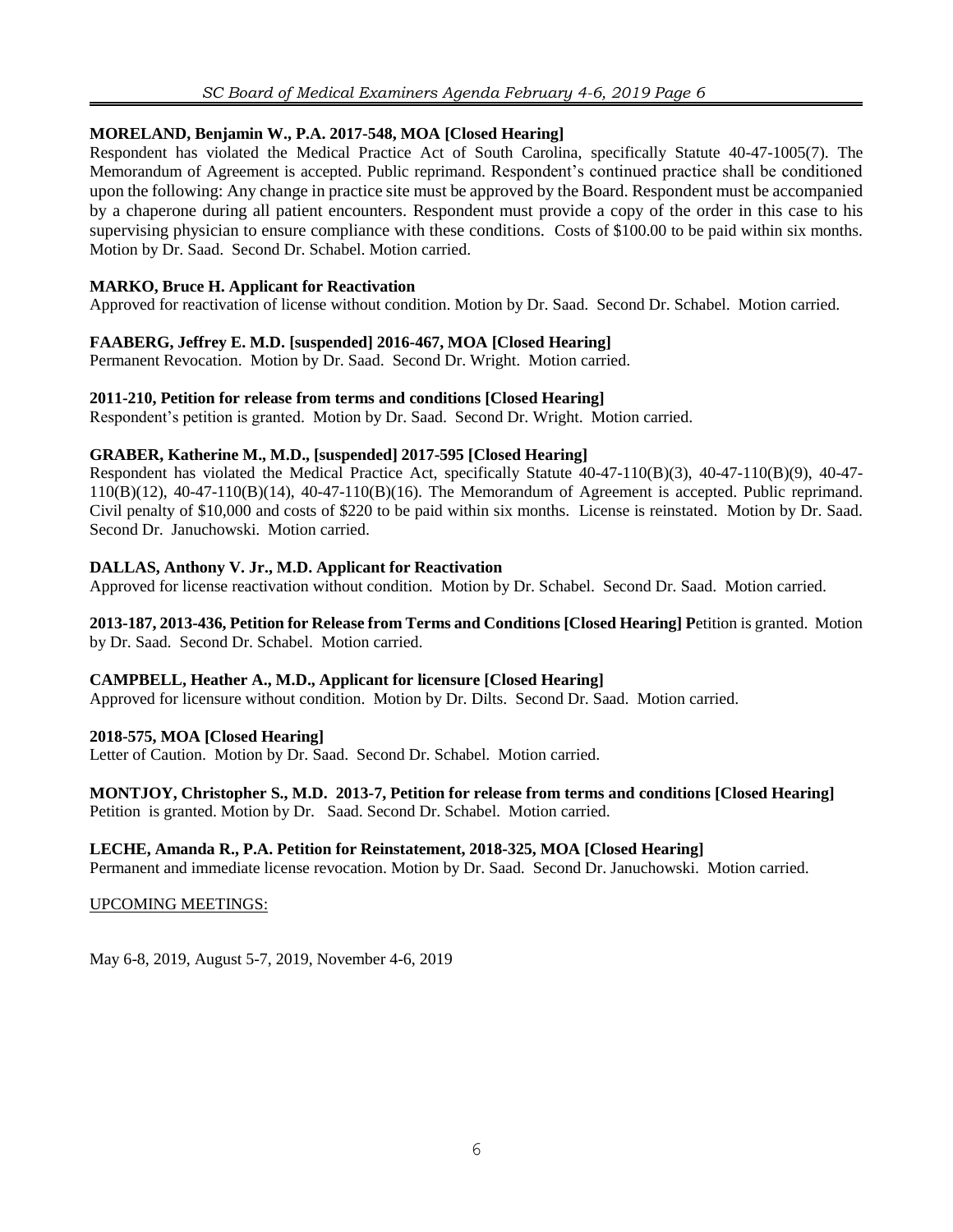**MORELAND, Benjamin W., P.A. 2017-548, MOA [Closed Hearing]**

Respondent has violated the Medical Practice Act of South Carolina, specifically Statute 40-47-1005(7). The Memorandum of Agreement is accepted. Public reprimand. Respondent's continued practice shall be conditioned upon the following: Any change in practice site must be approved by the Board. Respondent must be accompanied by a chaperone during all patient encounters. Respondent must provide a copy of the order in this case to his supervising physician to ensure compliance with these conditions. Costs of $100.00 to be paid within six months. Motion by Dr. Saad. Second Dr. Schabel. Motion carried.

**MARKO, Bruce H. Applicant for Reactivation**

Approved for reactivation of license without condition. Motion by Dr. Saad. Second Dr. Schabel. Motion carried.

**FAABERG, Jeffrey E. M.D. [suspended] 2016-467, MOA [Closed Hearing]**

Permanent Revocation. Motion by Dr. Saad. Second Dr. Wright. Motion carried.

**2011-210, Petition for release from terms and conditions [Closed Hearing]**

Respondent's petition is granted. Motion by Dr. Saad. Second Dr. Wright. Motion carried.

**GRABER, Katherine M., M.D., [suspended] 2017-595 [Closed Hearing]**

Respondent has violated the Medical Practice Act, specifically Statute 40-47-110(B)(3), 40-47-110(B)(9), 40-47-110(B)(12), 40-47-110(B)(14), 40-47-110(B)(16). The Memorandum of Agreement is accepted. Public reprimand. Civil penalty of $10,000 and costs of $220 to be paid within six months. License is reinstated. Motion by Dr. Saad. Second Dr. Januchowski. Motion carried.

**DALLAS, Anthony V. Jr., M.D. Applicant for Reactivation**

Approved for license reactivation without condition. Motion by Dr. Schabel. Second Dr. Saad. Motion carried.

**2013-187, 2013-436, Petition for Release from Terms and Conditions [Closed Hearing] P**etition is granted. Motion by Dr. Saad. Second Dr. Schabel. Motion carried.

**CAMPBELL, Heather A., M.D., Applicant for licensure [Closed Hearing]**

Approved for licensure without condition. Motion by Dr. Dilts. Second Dr. Saad. Motion carried.

**2018-575, MOA [Closed Hearing]**

Letter of Caution. Motion by Dr. Saad. Second Dr. Schabel. Motion carried.

**MONTJOY, Christopher S., M.D. 2013-7, Petition for release from terms and conditions [Closed Hearing]**

Petition is granted. Motion by Dr. Saad. Second Dr. Schabel. Motion carried.

**LECHE, Amanda R., P.A. Petition for Reinstatement, 2018-325, MOA [Closed Hearing]**

Permanent and immediate license revocation. Motion by Dr. Saad. Second Dr. Januchowski. Motion carried.

UPCOMING MEETINGS:

May 6-8, 2019, August 5-7, 2019, November 4-6, 2019